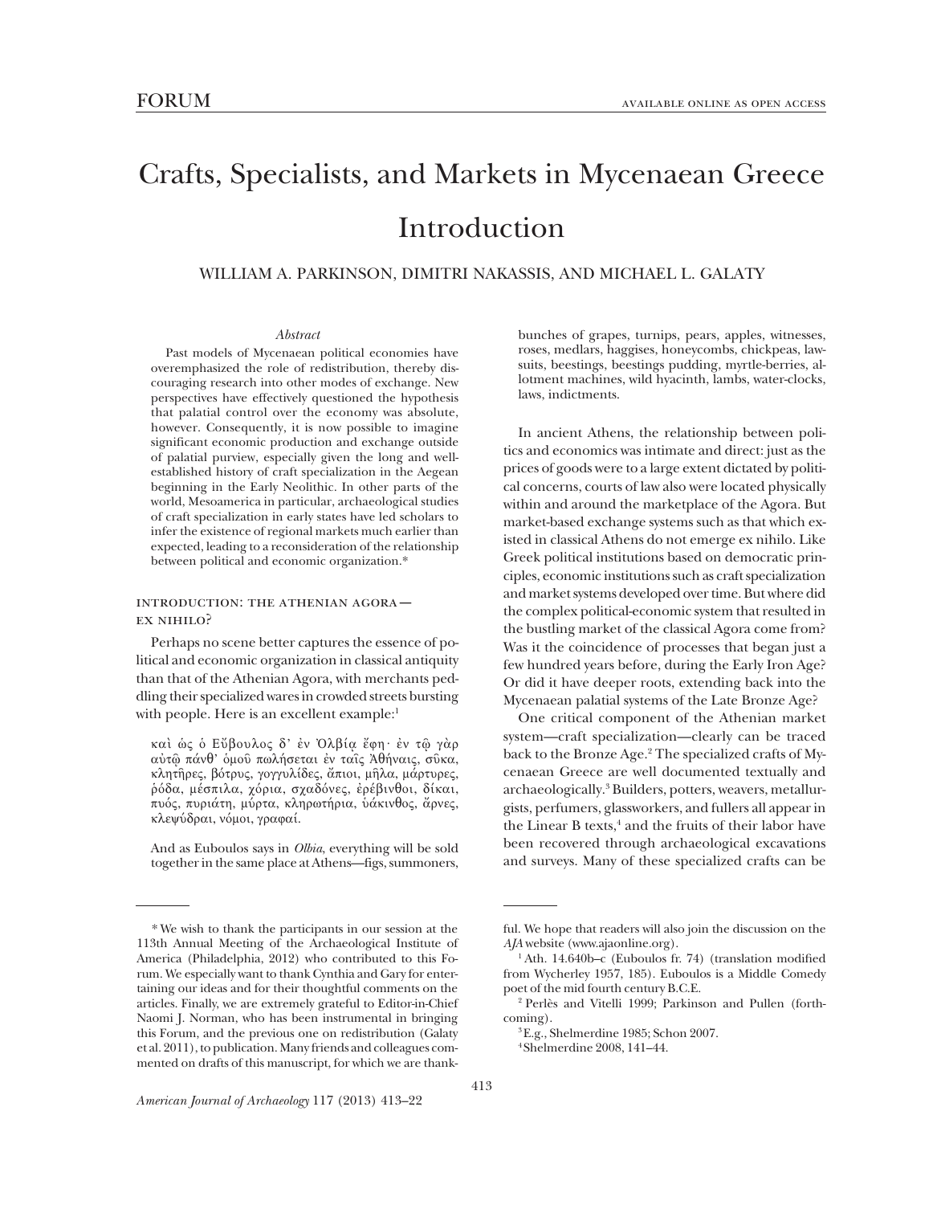# Crafts, Specialists, and Markets in Mycenaean Greece

# Introduction

WILLIAM A. PARKINSON, DIMITRI NAKASSIS, AND MICHAEL L. GALATY

*Abstract*

Past models of Mycenaean political economies have overemphasized the role of redistribution, thereby discouraging research into other modes of exchange. New perspectives have effectively questioned the hypothesis that palatial control over the economy was absolute, however. Consequently, it is now possible to imagine significant economic production and exchange outside of palatial purview, especially given the long and well-established history of craft specialization in the Aegean beginning in the Early Neolithic. In other parts of the world, Mesoamerica in particular, archaeological studies of craft specialization in early states have led scholars to infer the existence of regional markets much earlier than expected, leading to a reconsideration of the relationship between political and economic organization.*

## INTRODUCTION: THE ATHENIAN AGORA—EX NIHILO?

Perhaps no scene better captures the essence of political and economic organization in classical antiquity than that of the Athenian Agora, with merchants peddling their specialized wares in crowded streets bursting with people. Here is an excellent example:[1]

> καὶ ὡς ὁ Εὔβουλος δ᾽ ἐν Ὀλβίᾳ ἔφη· ἐν τῷ γὰρ αὐτῷ πάνθ᾽ ὁμοῦ πωλήσεται ἐν ταῖς Ἀθήναις, σῦκα, κλητῆρες, βότρυς, γογγυλίδες, ἄπιοι, μῆλα, μάρτυρες, ῥόδα, μέσπιλα, χόρια, σχαδόνες, ἐρέβινθοι, δίκαι, πυός, πυριάτη, μύρτα, κληρωτήρια, ὑάκινθος, ἄρνες, κλεψύδραι, νόμοι, γραφαί.

> And as Euboulos says in *Olbia*, everything will be sold together in the same place at Athens—figs, summoners, bunches of grapes, turnips, pears, apples, witnesses, roses, medlars, haggises, honeycombs, chickpeas, lawsuits, beestings, beestings pudding, myrtle-berries, allotment machines, wild hyacinth, lambs, water-clocks, laws, indictments.

In ancient Athens, the relationship between politics and economics was intimate and direct: just as the prices of goods were to a large extent dictated by political concerns, courts of law also were located physically within and around the marketplace of the Agora. But market-based exchange systems such as that which existed in classical Athens do not emerge ex nihilo. Like Greek political institutions based on democratic principles, economic institutions such as craft specialization and market systems developed over time. But where did the complex political-economic system that resulted in the bustling market of the classical Agora come from? Was it the coincidence of processes that began just a few hundred years before, during the Early Iron Age? Or did it have deeper roots, extending back into the Mycenaean palatial systems of the Late Bronze Age?

One critical component of the Athenian market system—craft specialization—clearly can be traced back to the Bronze Age.[2] The specialized crafts of Mycenaean Greece are well documented textually and archaeologically.[3] Builders, potters, weavers, metallurgists, perfumers, glassworkers, and fullers all appear in the Linear B texts,[4] and the fruits of their labor have been recovered through archaeological excavations and surveys. Many of these specialized crafts can be

---

* We wish to thank the participants in our session at the 113th Annual Meeting of the Archaeological Institute of America (Philadelphia, 2012) who contributed to this Forum. We especially want to thank Cynthia and Gary for entertaining our ideas and for their thoughtful comments on the articles. Finally, we are extremely grateful to Editor-in-Chief Naomi J. Norman, who has been instrumental in bringing this Forum, and the previous one on redistribution (Galaty et al. 2011), to publication. Many friends and colleagues commented on drafts of this manuscript, for which we are thankful. We hope that readers will also join the discussion on the *AJA* website (www.ajaonline.org).

[1] Ath. 14.640b–c (Euboulos fr. 74) (translation modified from Wycherley 1957, 185). Euboulos is a Middle Comedy poet of the mid fourth century B.C.E.

[2] Perlès and Vitelli 1999; Parkinson and Pullen (forthcoming).

[3] E.g., Shelmerdine 1985; Schon 2007.

[4] Shelmerdine 2008, 141–44.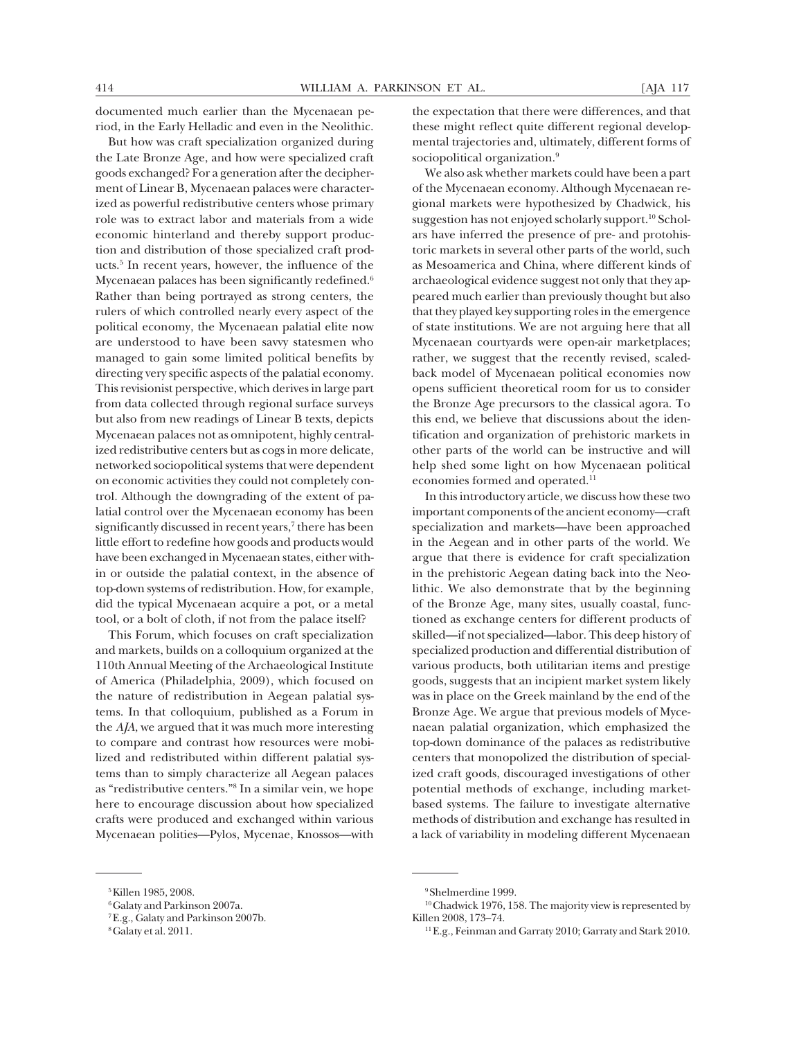documented much earlier than the Mycenaean period, in the Early Helladic and even in the Neolithic.

But how was craft specialization organized during the Late Bronze Age, and how were specialized craft goods exchanged? For a generation after the decipherment of Linear B, Mycenaean palaces were characterized as powerful redistributive centers whose primary role was to extract labor and materials from a wide economic hinterland and thereby support production and distribution of those specialized craft products.[5] In recent years, however, the influence of the Mycenaean palaces has been significantly redefined.[6] Rather than being portrayed as strong centers, the rulers of which controlled nearly every aspect of the political economy, the Mycenaean palatial elite now are understood to have been savvy statesmen who managed to gain some limited political benefits by directing very specific aspects of the palatial economy. This revisionist perspective, which derives in large part from data collected through regional surface surveys but also from new readings of Linear B texts, depicts Mycenaean palaces not as omnipotent, highly centralized redistributive centers but as cogs in more delicate, networked sociopolitical systems that were dependent on economic activities they could not completely control. Although the downgrading of the extent of palatial control over the Mycenaean economy has been significantly discussed in recent years,[7] there has been little effort to redefine how goods and products would have been exchanged in Mycenaean states, either within or outside the palatial context, in the absence of top-down systems of redistribution. How, for example, did the typical Mycenaean acquire a pot, or a metal tool, or a bolt of cloth, if not from the palace itself?

This Forum, which focuses on craft specialization and markets, builds on a colloquium organized at the 110th Annual Meeting of the Archaeological Institute of America (Philadelphia, 2009), which focused on the nature of redistribution in Aegean palatial systems. In that colloquium, published as a Forum in the *AJA*, we argued that it was much more interesting to compare and contrast how resources were mobilized and redistributed within different palatial systems than to simply characterize all Aegean palaces as "redistributive centers."[8] In a similar vein, we hope here to encourage discussion about how specialized crafts were produced and exchanged within various Mycenaean polities—Pylos, Mycenae, Knossos—with the expectation that there were differences, and that these might reflect quite different regional developmental trajectories and, ultimately, different forms of sociopolitical organization.[9]

We also ask whether markets could have been a part of the Mycenaean economy. Although Mycenaean regional markets were hypothesized by Chadwick, his suggestion has not enjoyed scholarly support.[10] Scholars have inferred the presence of pre- and protohistoric markets in several other parts of the world, such as Mesoamerica and China, where different kinds of archaeological evidence suggest not only that they appeared much earlier than previously thought but also that they played key supporting roles in the emergence of state institutions. We are not arguing here that all Mycenaean courtyards were open-air marketplaces; rather, we suggest that the recently revised, scaled-back model of Mycenaean political economies now opens sufficient theoretical room for us to consider the Bronze Age precursors to the classical agora. To this end, we believe that discussions about the identification and organization of prehistoric markets in other parts of the world can be instructive and will help shed some light on how Mycenaean political economies formed and operated.[11]

In this introductory article, we discuss how these two important components of the ancient economy—craft specialization and markets—have been approached in the Aegean and in other parts of the world. We argue that there is evidence for craft specialization in the prehistoric Aegean dating back into the Neolithic. We also demonstrate that by the beginning of the Bronze Age, many sites, usually coastal, functioned as exchange centers for different products of skilled—if not specialized—labor. This deep history of specialized production and differential distribution of various products, both utilitarian items and prestige goods, suggests that an incipient market system likely was in place on the Greek mainland by the end of the Bronze Age. We argue that previous models of Mycenaean palatial organization, which emphasized the top-down dominance of the palaces as redistributive centers that monopolized the distribution of specialized craft goods, discouraged investigations of other potential methods of exchange, including market-based systems. The failure to investigate alternative methods of distribution and exchange has resulted in a lack of variability in modeling different Mycenaean

---

[5] Killen 1985, 2008.

[6] Galaty and Parkinson 2007a.

[7] E.g., Galaty and Parkinson 2007b.

[8] Galaty et al. 2011.

[9] Shelmerdine 1999.

[10] Chadwick 1976, 158. The majority view is represented by Killen 2008, 173–74.

[11] E.g., Feinman and Garraty 2010; Garraty and Stark 2010.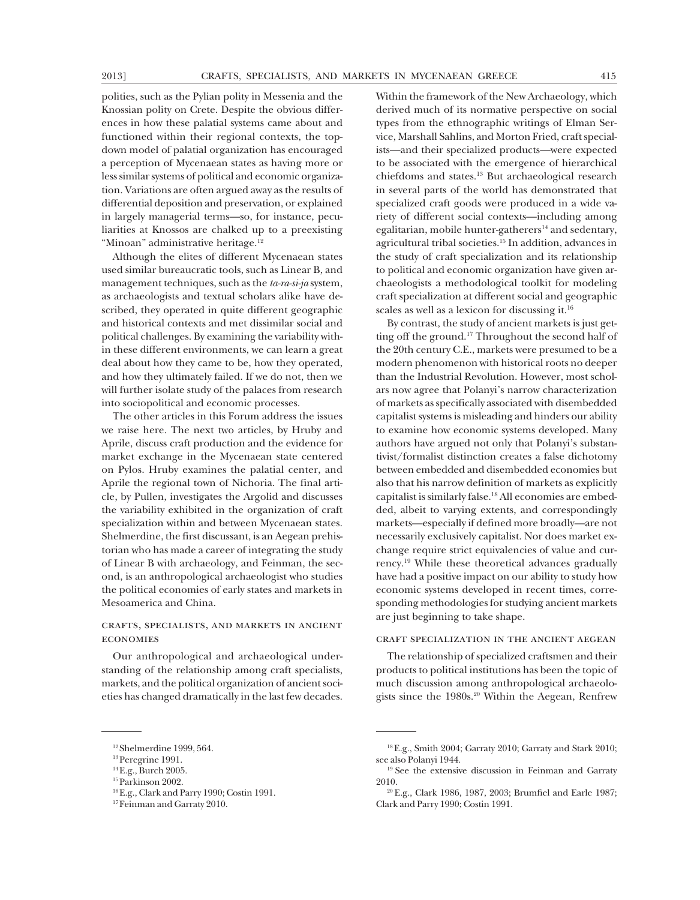polities, such as the Pylian polity in Messenia and the Knossian polity on Crete. Despite the obvious differences in how these palatial systems came about and functioned within their regional contexts, the top-down model of palatial organization has encouraged a perception of Mycenaean states as having more or less similar systems of political and economic organization. Variations are often argued away as the results of differential deposition and preservation, or explained in largely managerial terms—so, for instance, peculiarities at Knossos are chalked up to a preexisting "Minoan" administrative heritage.[12]

Although the elites of different Mycenaean states used similar bureaucratic tools, such as Linear B, and management techniques, such as the *ta-ra-si-ja* system, as archaeologists and textual scholars alike have described, they operated in quite different geographic and historical contexts and met dissimilar social and political challenges. By examining the variability within these different environments, we can learn a great deal about how they came to be, how they operated, and how they ultimately failed. If we do not, then we will further isolate study of the palaces from research into sociopolitical and economic processes.

The other articles in this Forum address the issues we raise here. The next two articles, by Hruby and Aprile, discuss craft production and the evidence for market exchange in the Mycenaean state centered on Pylos. Hruby examines the palatial center, and Aprile the regional town of Nichoria. The final article, by Pullen, investigates the Argolid and discusses the variability exhibited in the organization of craft specialization within and between Mycenaean states. Shelmerdine, the first discussant, is an Aegean prehistorian who has made a career of integrating the study of Linear B with archaeology, and Feinman, the second, is an anthropological archaeologist who studies the political economies of early states and markets in Mesoamerica and China.

## CRAFTS, SPECIALISTS, AND MARKETS IN ANCIENT ECONOMIES

Our anthropological and archaeological understanding of the relationship among craft specialists, markets, and the political organization of ancient societies has changed dramatically in the last few decades. Within the framework of the New Archaeology, which derived much of its normative perspective on social types from the ethnographic writings of Elman Service, Marshall Sahlins, and Morton Fried, craft specialists—and their specialized products—were expected to be associated with the emergence of hierarchical chiefdoms and states.[13] But archaeological research in several parts of the world has demonstrated that specialized craft goods were produced in a wide variety of different social contexts—including among egalitarian, mobile hunter-gatherers[14] and sedentary, agricultural tribal societies.[15] In addition, advances in the study of craft specialization and its relationship to political and economic organization have given archaeologists a methodological toolkit for modeling craft specialization at different social and geographic scales as well as a lexicon for discussing it.[16]

By contrast, the study of ancient markets is just getting off the ground.[17] Throughout the second half of the 20th century C.E., markets were presumed to be a modern phenomenon with historical roots no deeper than the Industrial Revolution. However, most scholars now agree that Polanyi's narrow characterization of markets as specifically associated with disembedded capitalist systems is misleading and hinders our ability to examine how economic systems developed. Many authors have argued not only that Polanyi's substantivist/formalist distinction creates a false dichotomy between embedded and disembedded economies but also that his narrow definition of markets as explicitly capitalist is similarly false.[18] All economies are embedded, albeit to varying extents, and correspondingly markets—especially if defined more broadly—are not necessarily exclusively capitalist. Nor does market exchange require strict equivalencies of value and currency.[19] While these theoretical advances gradually have had a positive impact on our ability to study how economic systems developed in recent times, corresponding methodologies for studying ancient markets are just beginning to take shape.

## CRAFT SPECIALIZATION IN THE ANCIENT AEGEAN

The relationship of specialized craftsmen and their products to political institutions has been the topic of much discussion among anthropological archaeologists since the 1980s.[20] Within the Aegean, Renfrew

---

[12] Shelmerdine 1999, 564.

[13] Peregrine 1991.

[14] E.g., Burch 2005.

[15] Parkinson 2002.

[16] E.g., Clark and Parry 1990; Costin 1991.

[17] Feinman and Garraty 2010.

[18] E.g., Smith 2004; Garraty 2010; Garraty and Stark 2010; see also Polanyi 1944.

[19] See the extensive discussion in Feinman and Garraty 2010.

[20] E.g., Clark 1986, 1987, 2003; Brumfiel and Earle 1987; Clark and Parry 1990; Costin 1991.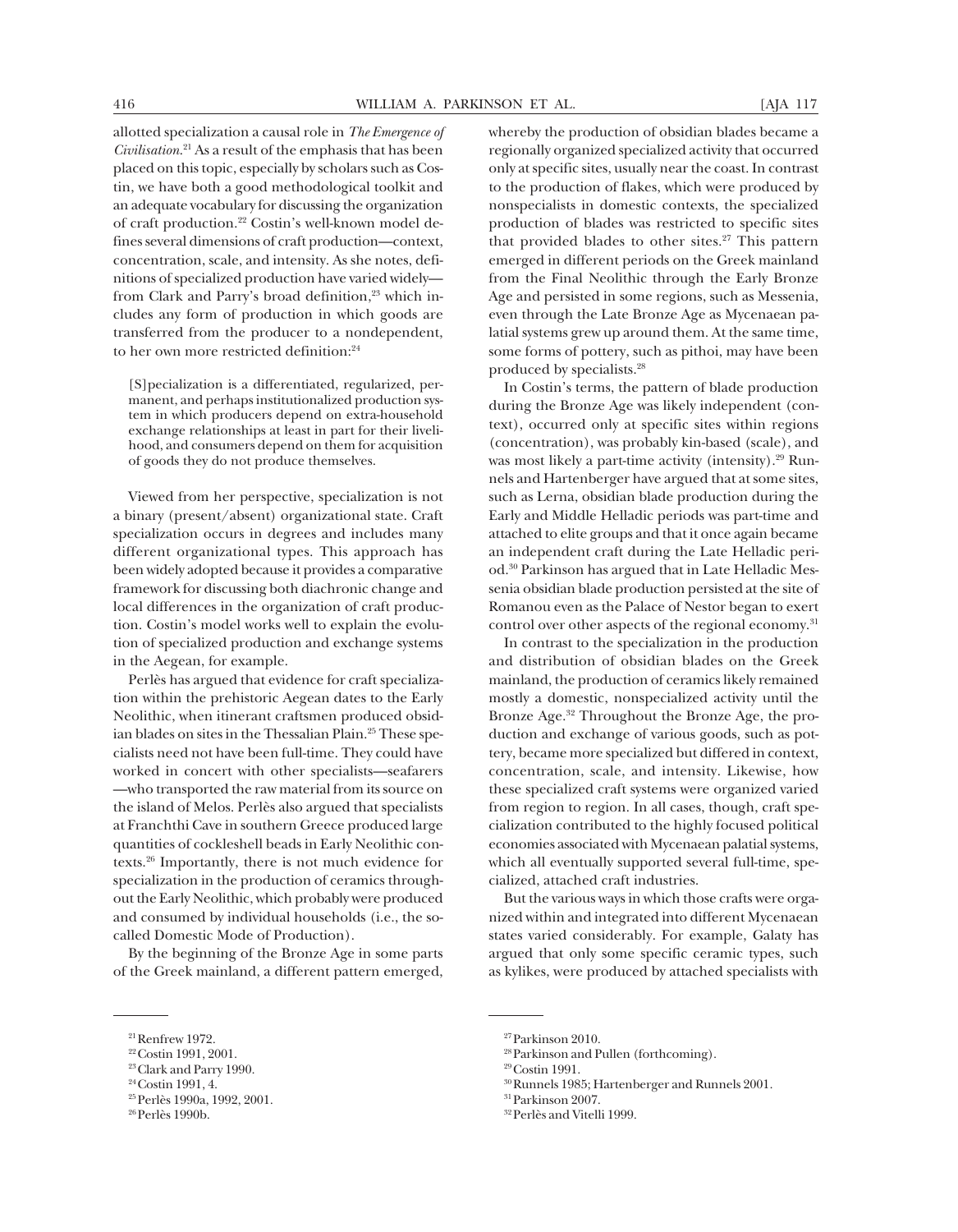allotted specialization a causal role in *The Emergence of Civilisation*.[21] As a result of the emphasis that has been placed on this topic, especially by scholars such as Costin, we have both a good methodological toolkit and an adequate vocabulary for discussing the organization of craft production.[22] Costin's well-known model defines several dimensions of craft production—context, concentration, scale, and intensity. As she notes, definitions of specialized production have varied widely—from Clark and Parry's broad definition,[23] which includes any form of production in which goods are transferred from the producer to a nondependent, to her own more restricted definition:[24]

> [S]pecialization is a differentiated, regularized, permanent, and perhaps institutionalized production system in which producers depend on extra-household exchange relationships at least in part for their livelihood, and consumers depend on them for acquisition of goods they do not produce themselves.

Viewed from her perspective, specialization is not a binary (present/absent) organizational state. Craft specialization occurs in degrees and includes many different organizational types. This approach has been widely adopted because it provides a comparative framework for discussing both diachronic change and local differences in the organization of craft production. Costin's model works well to explain the evolution of specialized production and exchange systems in the Aegean, for example.

Perlès has argued that evidence for craft specialization within the prehistoric Aegean dates to the Early Neolithic, when itinerant craftsmen produced obsidian blades on sites in the Thessalian Plain.[25] These specialists need not have been full-time. They could have worked in concert with other specialists—seafarers—who transported the raw material from its source on the island of Melos. Perlès also argued that specialists at Franchthi Cave in southern Greece produced large quantities of cockleshell beads in Early Neolithic contexts.[26] Importantly, there is not much evidence for specialization in the production of ceramics throughout the Early Neolithic, which probably were produced and consumed by individual households (i.e., the so-called Domestic Mode of Production).

By the beginning of the Bronze Age in some parts of the Greek mainland, a different pattern emerged, whereby the production of obsidian blades became a regionally organized specialized activity that occurred only at specific sites, usually near the coast. In contrast to the production of flakes, which were produced by nonspecialists in domestic contexts, the specialized production of blades was restricted to specific sites that provided blades to other sites.[27] This pattern emerged in different periods on the Greek mainland from the Final Neolithic through the Early Bronze Age and persisted in some regions, such as Messenia, even through the Late Bronze Age as Mycenaean palatial systems grew up around them. At the same time, some forms of pottery, such as pithoi, may have been produced by specialists.[28]

In Costin's terms, the pattern of blade production during the Bronze Age was likely independent (context), occurred only at specific sites within regions (concentration), was probably kin-based (scale), and was most likely a part-time activity (intensity).[29] Runnels and Hartenberger have argued that at some sites, such as Lerna, obsidian blade production during the Early and Middle Helladic periods was part-time and attached to elite groups and that it once again became an independent craft during the Late Helladic period.[30] Parkinson has argued that in Late Helladic Messenia obsidian blade production persisted at the site of Romanou even as the Palace of Nestor began to exert control over other aspects of the regional economy.[31]

In contrast to the specialization in the production and distribution of obsidian blades on the Greek mainland, the production of ceramics likely remained mostly a domestic, nonspecialized activity until the Bronze Age.[32] Throughout the Bronze Age, the production and exchange of various goods, such as pottery, became more specialized but differed in context, concentration, scale, and intensity. Likewise, how these specialized craft systems were organized varied from region to region. In all cases, though, craft specialization contributed to the highly focused political economies associated with Mycenaean palatial systems, which all eventually supported several full-time, specialized, attached craft industries.

But the various ways in which those crafts were organized within and integrated into different Mycenaean states varied considerably. For example, Galaty has argued that only some specific ceramic types, such as kylikes, were produced by attached specialists with

[21] Renfrew 1972.

[22] Costin 1991, 2001.

[23] Clark and Parry 1990.

[24] Costin 1991, 4.

[25] Perlès 1990a, 1992, 2001.

[26] Perlès 1990b.

[27] Parkinson 2010.

[28] Parkinson and Pullen (forthcoming).

[29] Costin 1991.

[30] Runnels 1985; Hartenberger and Runnels 2001.

[31] Parkinson 2007.

[32] Perlès and Vitelli 1999.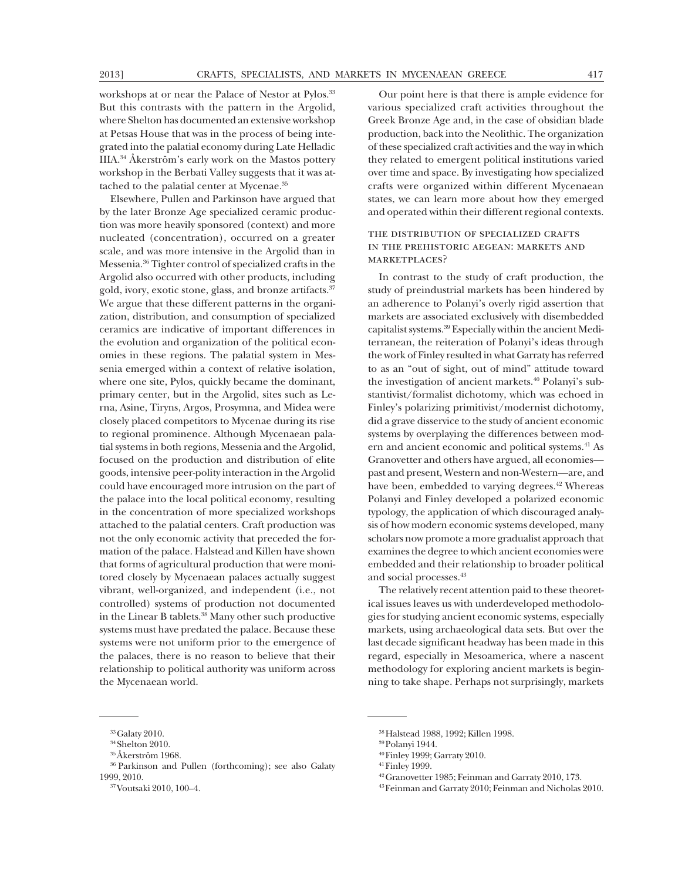workshops at or near the Palace of Nestor at Pylos.[33] But this contrasts with the pattern in the Argolid, where Shelton has documented an extensive workshop at Petsas House that was in the process of being integrated into the palatial economy during Late Helladic IIIA.[34] Åkerström's early work on the Mastos pottery workshop in the Berbati Valley suggests that it was attached to the palatial center at Mycenae.[35]

Elsewhere, Pullen and Parkinson have argued that by the later Bronze Age specialized ceramic production was more heavily sponsored (context) and more nucleated (concentration), occurred on a greater scale, and was more intensive in the Argolid than in Messenia.[36] Tighter control of specialized crafts in the Argolid also occurred with other products, including gold, ivory, exotic stone, glass, and bronze artifacts.[37] We argue that these different patterns in the organization, distribution, and consumption of specialized ceramics are indicative of important differences in the evolution and organization of the political economies in these regions. The palatial system in Messenia emerged within a context of relative isolation, where one site, Pylos, quickly became the dominant, primary center, but in the Argolid, sites such as Lerna, Asine, Tiryns, Argos, Prosymna, and Midea were closely placed competitors to Mycenae during its rise to regional prominence. Although Mycenaean palatial systems in both regions, Messenia and the Argolid, focused on the production and distribution of elite goods, intensive peer-polity interaction in the Argolid could have encouraged more intrusion on the part of the palace into the local political economy, resulting in the concentration of more specialized workshops attached to the palatial centers. Craft production was not the only economic activity that preceded the formation of the palace. Halstead and Killen have shown that forms of agricultural production that were monitored closely by Mycenaean palaces actually suggest vibrant, well-organized, and independent (i.e., not controlled) systems of production not documented in the Linear B tablets.[38] Many other such productive systems must have predated the palace. Because these systems were not uniform prior to the emergence of the palaces, there is no reason to believe that their relationship to political authority was uniform across the Mycenaean world.

Our point here is that there is ample evidence for various specialized craft activities throughout the Greek Bronze Age and, in the case of obsidian blade production, back into the Neolithic. The organization of these specialized craft activities and the way in which they related to emergent political institutions varied over time and space. By investigating how specialized crafts were organized within different Mycenaean states, we can learn more about how they emerged and operated within their different regional contexts.

## The Distribution of Specialized Crafts in the Prehistoric Aegean: Markets and Marketplaces?

In contrast to the study of craft production, the study of preindustrial markets has been hindered by an adherence to Polanyi's overly rigid assertion that markets are associated exclusively with disembedded capitalist systems.[39] Especially within the ancient Mediterranean, the reiteration of Polanyi's ideas through the work of Finley resulted in what Garraty has referred to as an "out of sight, out of mind" attitude toward the investigation of ancient markets.[40] Polanyi's substantivist/formalist dichotomy, which was echoed in Finley's polarizing primitivist/modernist dichotomy, did a grave disservice to the study of ancient economic systems by overplaying the differences between modern and ancient economic and political systems.[41] As Granovetter and others have argued, all economies—past and present, Western and non-Western—are, and have been, embedded to varying degrees.[42] Whereas Polanyi and Finley developed a polarized economic typology, the application of which discouraged analysis of how modern economic systems developed, many scholars now promote a more gradualist approach that examines the degree to which ancient economies were embedded and their relationship to broader political and social processes.[43]

The relatively recent attention paid to these theoretical issues leaves us with underdeveloped methodologies for studying ancient economic systems, especially markets, using archaeological data sets. But over the last decade significant headway has been made in this regard, especially in Mesoamerica, where a nascent methodology for exploring ancient markets is beginning to take shape. Perhaps not surprisingly, markets

---

[33] Galaty 2010.

[34] Shelton 2010.

[35] Åkerström 1968.

[36] Parkinson and Pullen (forthcoming); see also Galaty 1999, 2010.

[37] Voutsaki 2010, 100–4.

[38] Halstead 1988, 1992; Killen 1998.

[39] Polanyi 1944.

[40] Finley 1999; Garraty 2010.

[41] Finley 1999.

[42] Granovetter 1985; Feinman and Garraty 2010, 173.

[43] Feinman and Garraty 2010; Feinman and Nicholas 2010.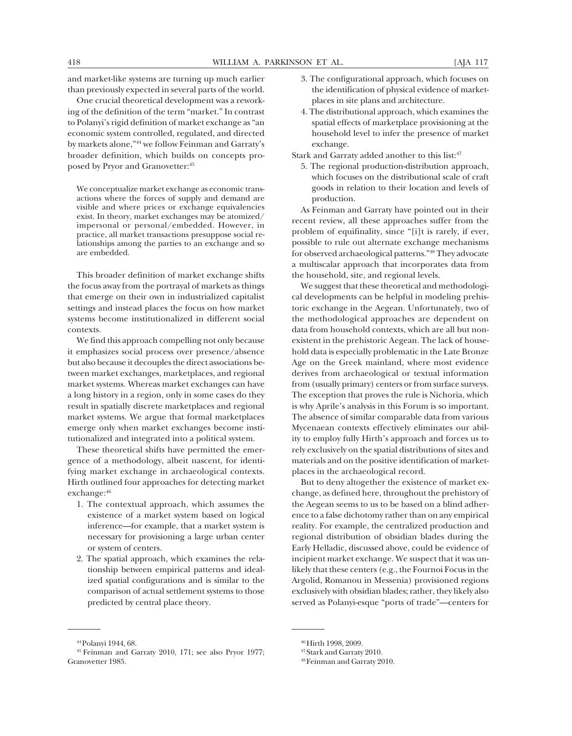and market-like systems are turning up much earlier than previously expected in several parts of the world.

One crucial theoretical development was a reworking of the definition of the term "market." In contrast to Polanyi's rigid definition of market exchange as "an economic system controlled, regulated, and directed by markets alone,"[44] we follow Feinman and Garraty's broader definition, which builds on concepts proposed by Pryor and Granovetter:[45]

> We conceptualize market exchange as economic transactions where the forces of supply and demand are visible and where prices or exchange equivalencies exist. In theory, market exchanges may be atomized/impersonal or personal/embedded. However, in practice, all market transactions presuppose social relationships among the parties to an exchange and so are embedded.

This broader definition of market exchange shifts the focus away from the portrayal of markets as things that emerge on their own in industrialized capitalist settings and instead places the focus on how market systems become institutionalized in different social contexts.

We find this approach compelling not only because it emphasizes social process over presence/absence but also because it decouples the direct associations between market exchanges, marketplaces, and regional market systems. Whereas market exchanges can have a long history in a region, only in some cases do they result in spatially discrete marketplaces and regional market systems. We argue that formal marketplaces emerge only when market exchanges become institutionalized and integrated into a political system.

These theoretical shifts have permitted the emergence of a methodology, albeit nascent, for identifying market exchange in archaeological contexts. Hirth outlined four approaches for detecting market exchange:[46]

1. The contextual approach, which assumes the existence of a market system based on logical inference—for example, that a market system is necessary for provisioning a large urban center or system of centers.
2. The spatial approach, which examines the relationship between empirical patterns and idealized spatial configurations and is similar to the comparison of actual settlement systems to those predicted by central place theory.
3. The configurational approach, which focuses on the identification of physical evidence of marketplaces in site plans and architecture.
4. The distributional approach, which examines the spatial effects of marketplace provisioning at the household level to infer the presence of market exchange.

Stark and Garraty added another to this list:[47]

5. The regional production-distribution approach, which focuses on the distributional scale of craft goods in relation to their location and levels of production.

As Feinman and Garraty have pointed out in their recent review, all these approaches suffer from the problem of equifinality, since "[i]t is rarely, if ever, possible to rule out alternate exchange mechanisms for observed archaeological patterns."[48] They advocate a multiscalar approach that incorporates data from the household, site, and regional levels.

We suggest that these theoretical and methodological developments can be helpful in modeling prehistoric exchange in the Aegean. Unfortunately, two of the methodological approaches are dependent on data from household contexts, which are all but nonexistent in the prehistoric Aegean. The lack of household data is especially problematic in the Late Bronze Age on the Greek mainland, where most evidence derives from archaeological or textual information from (usually primary) centers or from surface surveys. The exception that proves the rule is Nichoria, which is why Aprile's analysis in this Forum is so important. The absence of similar comparable data from various Mycenaean contexts effectively eliminates our ability to employ fully Hirth's approach and forces us to rely exclusively on the spatial distributions of sites and materials and on the positive identification of marketplaces in the archaeological record.

But to deny altogether the existence of market exchange, as defined here, throughout the prehistory of the Aegean seems to us to be based on a blind adherence to a false dichotomy rather than on any empirical reality. For example, the centralized production and regional distribution of obsidian blades during the Early Helladic, discussed above, could be evidence of incipient market exchange. We suspect that it was unlikely that these centers (e.g., the Fournoi Focus in the Argolid, Romanou in Messenia) provisioned regions exclusively with obsidian blades; rather, they likely also served as Polanyi-esque "ports of trade"—centers for

[44] Polanyi 1944, 68.

[45] Feinman and Garraty 2010, 171; see also Pryor 1977; Granovetter 1985.

[46] Hirth 1998, 2009.

[47] Stark and Garraty 2010.

[48] Feinman and Garraty 2010.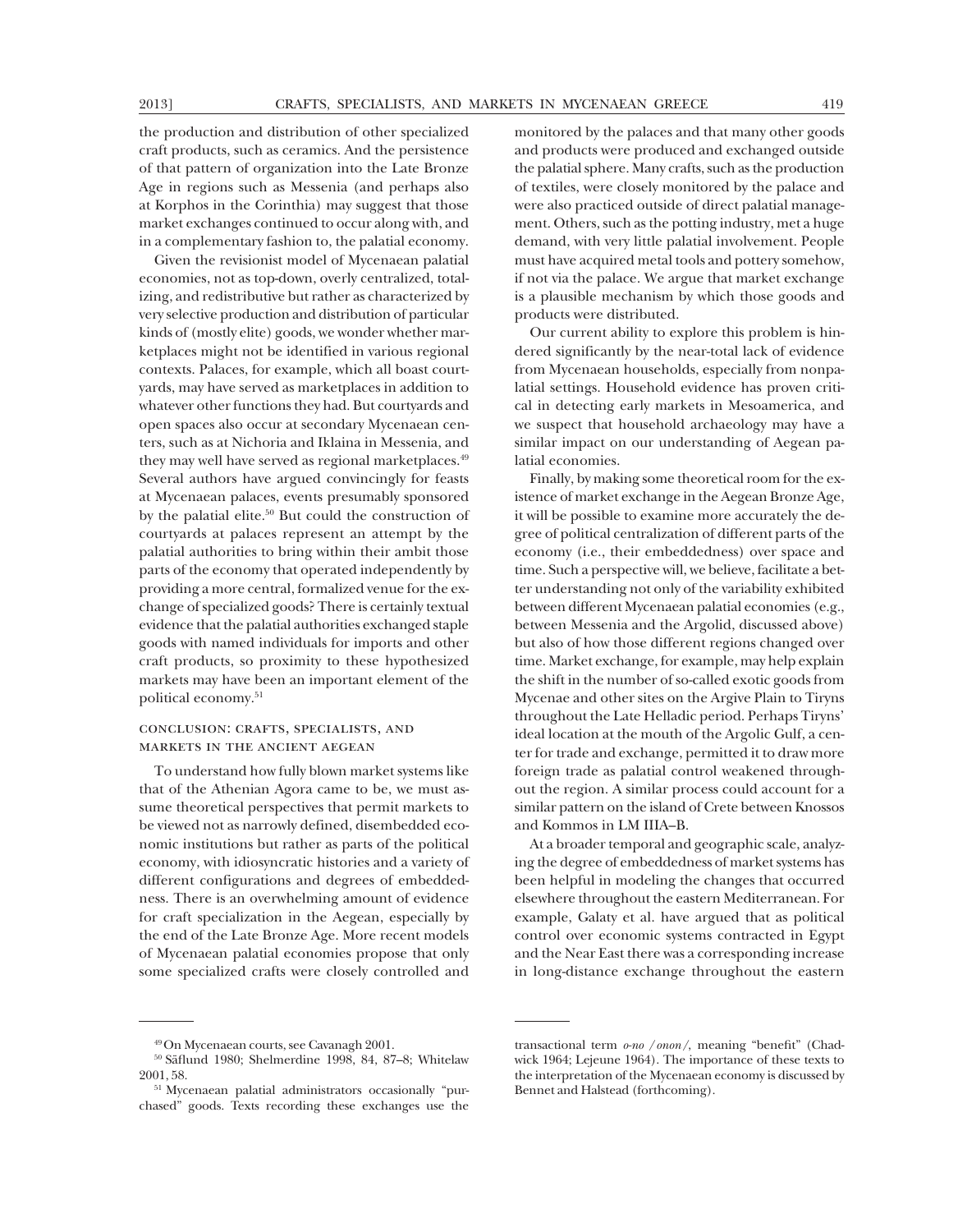the production and distribution of other specialized craft products, such as ceramics. And the persistence of that pattern of organization into the Late Bronze Age in regions such as Messenia (and perhaps also at Korphos in the Corinthia) may suggest that those market exchanges continued to occur along with, and in a complementary fashion to, the palatial economy.

Given the revisionist model of Mycenaean palatial economies, not as top-down, overly centralized, totalizing, and redistributive but rather as characterized by very selective production and distribution of particular kinds of (mostly elite) goods, we wonder whether marketplaces might not be identified in various regional contexts. Palaces, for example, which all boast courtyards, may have served as marketplaces in addition to whatever other functions they had. But courtyards and open spaces also occur at secondary Mycenaean centers, such as at Nichoria and Iklaina in Messenia, and they may well have served as regional marketplaces.[49] Several authors have argued convincingly for feasts at Mycenaean palaces, events presumably sponsored by the palatial elite.[50] But could the construction of courtyards at palaces represent an attempt by the palatial authorities to bring within their ambit those parts of the economy that operated independently by providing a more central, formalized venue for the exchange of specialized goods? There is certainly textual evidence that the palatial authorities exchanged staple goods with named individuals for imports and other craft products, so proximity to these hypothesized markets may have been an important element of the political economy.[51]

## Conclusion: Crafts, Specialists, and Markets in the Ancient Aegean

To understand how fully blown market systems like that of the Athenian Agora came to be, we must assume theoretical perspectives that permit markets to be viewed not as narrowly defined, disembedded economic institutions but rather as parts of the political economy, with idiosyncratic histories and a variety of different configurations and degrees of embeddedness. There is an overwhelming amount of evidence for craft specialization in the Aegean, especially by the end of the Late Bronze Age. More recent models of Mycenaean palatial economies propose that only some specialized crafts were closely controlled and monitored by the palaces and that many other goods and products were produced and exchanged outside the palatial sphere. Many crafts, such as the production of textiles, were closely monitored by the palace and were also practiced outside of direct palatial management. Others, such as the potting industry, met a huge demand, with very little palatial involvement. People must have acquired metal tools and pottery somehow, if not via the palace. We argue that market exchange is a plausible mechanism by which those goods and products were distributed.

Our current ability to explore this problem is hindered significantly by the near-total lack of evidence from Mycenaean households, especially from nonpalatial settings. Household evidence has proven critical in detecting early markets in Mesoamerica, and we suspect that household archaeology may have a similar impact on our understanding of Aegean palatial economies.

Finally, by making some theoretical room for the existence of market exchange in the Aegean Bronze Age, it will be possible to examine more accurately the degree of political centralization of different parts of the economy (i.e., their embeddedness) over space and time. Such a perspective will, we believe, facilitate a better understanding not only of the variability exhibited between different Mycenaean palatial economies (e.g., between Messenia and the Argolid, discussed above) but also of how those different regions changed over time. Market exchange, for example, may help explain the shift in the number of so-called exotic goods from Mycenae and other sites on the Argive Plain to Tiryns throughout the Late Helladic period. Perhaps Tiryns' ideal location at the mouth of the Argolic Gulf, a center for trade and exchange, permitted it to draw more foreign trade as palatial control weakened throughout the region. A similar process could account for a similar pattern on the island of Crete between Knossos and Kommos in LM IIIA–B.

At a broader temporal and geographic scale, analyzing the degree of embeddedness of market systems has been helpful in modeling the changes that occurred elsewhere throughout the eastern Mediterranean. For example, Galaty et al. have argued that as political control over economic systems contracted in Egypt and the Near East there was a corresponding increase in long-distance exchange throughout the eastern

---

[49] On Mycenaean courts, see Cavanagh 2001.

[50] Säflund 1980; Shelmerdine 1998, 84, 87–8; Whitelaw 2001, 58.

[51] Mycenaean palatial administrators occasionally "purchased" goods. Texts recording these exchanges use the transactional term *o-no* /*onon*/, meaning "benefit" (Chadwick 1964; Lejeune 1964). The importance of these texts to the interpretation of the Mycenaean economy is discussed by Bennet and Halstead (forthcoming).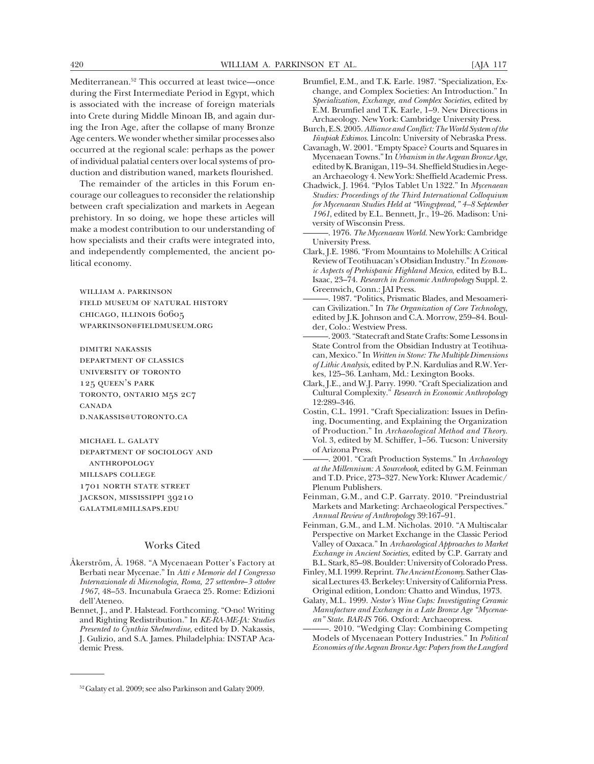Mediterranean.[52] This occurred at least twice—once during the First Intermediate Period in Egypt, which is associated with the increase of foreign materials into Crete during Middle Minoan IB, and again during the Iron Age, after the collapse of many Bronze Age centers. We wonder whether similar processes also occurred at the regional scale: perhaps as the power of individual palatial centers over local systems of production and distribution waned, markets flourished.

The remainder of the articles in this Forum encourage our colleagues to reconsider the relationship between craft specialization and markets in Aegean prehistory. In so doing, we hope these articles will make a modest contribution to our understanding of how specialists and their crafts were integrated into, and independently complemented, the ancient political economy.

William A. Parkinson
Field Museum of Natural History
Chicago, Illinois 60605
wparkinson@fieldmuseum.org

Dimitri Nakassis
Department of Classics
University of Toronto
125 Queen's Park
Toronto, Ontario M5S 2C7
Canada
d.nakassis@utoronto.ca

Michael L. Galaty
Department of Sociology and Anthropology
Millsaps College
1701 North State Street
Jackson, Mississippi 39210
galatml@millsaps.edu

## Works Cited

Åkerström, Å. 1968. "A Mycenaean Potter's Factory at Berbati near Mycenae." In *Atti e Memorie del I Congresso Internazionale di Micenologia, Roma, 27 settembre–3 ottobre 1967*, 48–53. Incunabula Graeca 25. Rome: Edizioni dell'Ateneo.

Bennet, J., and P. Halstead. Forthcoming. "O-no! Writing and Righting Redistribution." In *KE-RA-ME-JA: Studies Presented to Cynthia Shelmerdine*, edited by D. Nakassis, J. Gulizio, and S.A. James. Philadelphia: INSTAP Academic Press.

Brumfiel, E.M., and T.K. Earle. 1987. "Specialization, Exchange, and Complex Societies: An Introduction." In *Specialization, Exchange, and Complex Societies*, edited by E.M. Brumfiel and T.K. Earle, 1–9. New Directions in Archaeology. New York: Cambridge University Press.

Burch, E.S. 2005. *Alliance and Conflict: The World System of the Iñupiak Eskimos*. Lincoln: University of Nebraska Press.

Cavanagh, W. 2001. "Empty Space? Courts and Squares in Mycenaean Towns." In *Urbanism in the Aegean Bronze Age*, edited by K. Branigan, 119–34. Sheffield Studies in Aegean Archaeology 4. New York: Sheffield Academic Press.

Chadwick, J. 1964. "Pylos Tablet Un 1322." In *Mycenaean Studies: Proceedings of the Third International Colloquium for Mycenaean Studies Held at "Wingspread," 4–8 September 1961*, edited by E.L. Bennett, Jr., 19–26. Madison: University of Wisconsin Press.

———. 1976. *The Mycenaean World*. New York: Cambridge University Press.

Clark, J.E. 1986. "From Mountains to Molehills: A Critical Review of Teotihuacan's Obsidian Industry." In *Economic Aspects of Prehispanic Highland Mexico*, edited by B.L. Isaac, 23–74. *Research in Economic Anthropology* Suppl. 2. Greenwich, Conn.: JAI Press.

———. 1987. "Politics, Prismatic Blades, and Mesoamerican Civilization." In *The Organization of Core Technology*, edited by J.K. Johnson and C.A. Morrow, 259–84. Boulder, Colo.: Westview Press.

———. 2003. "Statecraft and State Crafts: Some Lessons in State Control from the Obsidian Industry at Teotihuacan, Mexico." In *Written in Stone: The Multiple Dimensions of Lithic Analysis*, edited by P.N. Kardulias and R.W. Yerkes, 125–36. Lanham, Md.: Lexington Books.

Clark, J.E., and W.J. Parry. 1990. "Craft Specialization and Cultural Complexity." *Research in Economic Anthropology* 12:289–346.

Costin, C.L. 1991. "Craft Specialization: Issues in Defining, Documenting, and Explaining the Organization of Production." In *Archaeological Method and Theory*. Vol. 3, edited by M. Schiffer, 1–56. Tucson: University of Arizona Press.

———. 2001. "Craft Production Systems." In *Archaeology at the Millennium: A Sourcebook*, edited by G.M. Feinman and T.D. Price, 273–327. New York: Kluwer Academic/Plenum Publishers.

Feinman, G.M., and C.P. Garraty. 2010. "Preindustrial Markets and Marketing: Archaeological Perspectives." *Annual Review of Anthropology* 39:167–91.

Feinman, G.M., and L.M. Nicholas. 2010. "A Multiscalar Perspective on Market Exchange in the Classic Period Valley of Oaxaca." In *Archaeological Approaches to Market Exchange in Ancient Societies*, edited by C.P. Garraty and B.L. Stark, 85–98. Boulder: University of Colorado Press.

Finley, M.I. 1999. Reprint. *The Ancient Economy*. Sather Classical Lectures 43. Berkeley: University of California Press. Original edition, London: Chatto and Windus, 1973.

Galaty, M.L. 1999. *Nestor's Wine Cups: Investigating Ceramic Manufacture and Exchange in a Late Bronze Age "Mycenaean" State*. *BAR-IS* 766. Oxford: Archaeopress.

———. 2010. "Wedging Clay: Combining Competing Models of Mycenaean Pottery Industries." In *Political Economies of the Aegean Bronze Age: Papers from the Langford*

[52] Galaty et al. 2009; see also Parkinson and Galaty 2009.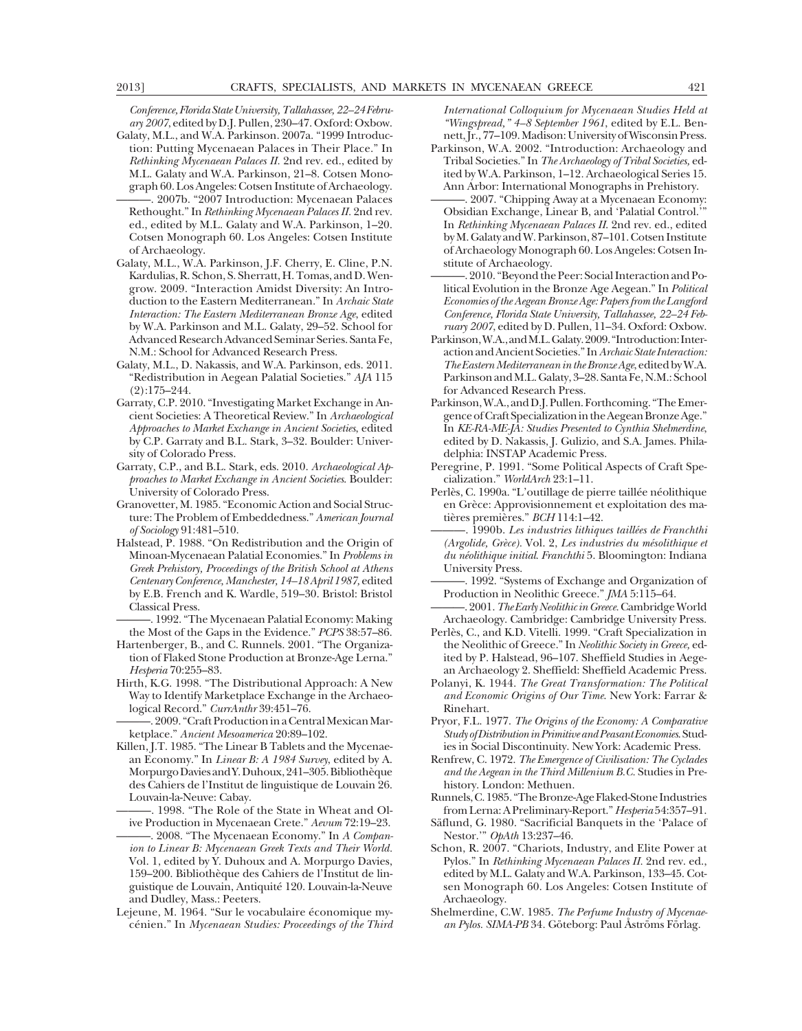*Conference, Florida State University, Tallahassee, 22–24 February 2007*, edited by D.J. Pullen, 230–47. Oxford: Oxbow.

Galaty, M.L., and W.A. Parkinson. 2007a. "1999 Introduction: Putting Mycenaean Palaces in Their Place." In *Rethinking Mycenaean Palaces II*. 2nd rev. ed., edited by M.L. Galaty and W.A. Parkinson, 21–8. Cotsen Monograph 60. Los Angeles: Cotsen Institute of Archaeology.

———. 2007b. "2007 Introduction: Mycenaean Palaces Rethought." In *Rethinking Mycenaean Palaces II*. 2nd rev. ed., edited by M.L. Galaty and W.A. Parkinson, 1–20. Cotsen Monograph 60. Los Angeles: Cotsen Institute of Archaeology.

Galaty, M.L., W.A. Parkinson, J.F. Cherry, E. Cline, P.N. Kardulias, R. Schon, S. Sherratt, H. Tomas, and D. Wengrow. 2009. "Interaction Amidst Diversity: An Introduction to the Eastern Mediterranean." In *Archaic State Interaction: The Eastern Mediterranean Bronze Age*, edited by W.A. Parkinson and M.L. Galaty, 29–52. School for Advanced Research Advanced Seminar Series. Santa Fe, N.M.: School for Advanced Research Press.

Galaty, M.L., D. Nakassis, and W.A. Parkinson, eds. 2011. "Redistribution in Aegean Palatial Societies." *AJA* 115 (2):175–244.

Garraty, C.P. 2010. "Investigating Market Exchange in Ancient Societies: A Theoretical Review." In *Archaeological Approaches to Market Exchange in Ancient Societies*, edited by C.P. Garraty and B.L. Stark, 3–32. Boulder: University of Colorado Press.

Garraty, C.P., and B.L. Stark, eds. 2010. *Archaeological Approaches to Market Exchange in Ancient Societies*. Boulder: University of Colorado Press.

Granovetter, M. 1985. "Economic Action and Social Structure: The Problem of Embeddedness." *American Journal of Sociology* 91:481–510.

Halstead, P. 1988. "On Redistribution and the Origin of Minoan-Mycenaean Palatial Economies." In *Problems in Greek Prehistory, Proceedings of the British School at Athens Centenary Conference, Manchester, 14–18 April 1987*, edited by E.B. French and K. Wardle, 519–30. Bristol: Bristol Classical Press.

———. 1992. "The Mycenaean Palatial Economy: Making the Most of the Gaps in the Evidence." *PCPS* 38:57–86.

Hartenberger, B., and C. Runnels. 2001. "The Organization of Flaked Stone Production at Bronze-Age Lerna." *Hesperia* 70:255–83.

Hirth, K.G. 1998. "The Distributional Approach: A New Way to Identify Marketplace Exchange in the Archaeological Record." *CurrAnthr* 39:451–76.

———. 2009. "Craft Production in a Central Mexican Marketplace." *Ancient Mesoamerica* 20:89–102.

Killen, J.T. 1985. "The Linear B Tablets and the Mycenaean Economy." In *Linear B: A 1984 Survey*, edited by A. Morpurgo Davies and Y. Duhoux, 241–305. Bibliothèque des Cahiers de l'Institut de linguistique de Louvain 26. Louvain-la-Neuve: Cabay.

———. 1998. "The Role of the State in Wheat and Olive Production in Mycenaean Crete." *Aevum* 72:19–23.

———. 2008. "The Mycenaean Economy." In *A Companion to Linear B: Mycenaean Greek Texts and Their World*. Vol. 1, edited by Y. Duhoux and A. Morpurgo Davies, 159–200. Bibliothèque des Cahiers de l'Institut de linguistique de Louvain, Antiquité 120. Louvain-la-Neuve and Dudley, Mass.: Peeters.

Lejeune, M. 1964. "Sur le vocabulaire économique mycénien." In *Mycenaean Studies: Proceedings of the Third International Colloquium for Mycenaean Studies Held at "Wingspread," 4–8 September 1961*, edited by E.L. Bennett, Jr., 77–109. Madison: University of Wisconsin Press.

Parkinson, W.A. 2002. "Introduction: Archaeology and Tribal Societies." In *The Archaeology of Tribal Societies*, edited by W.A. Parkinson, 1–12. Archaeological Series 15. Ann Arbor: International Monographs in Prehistory.

———. 2007. "Chipping Away at a Mycenaean Economy: Obsidian Exchange, Linear B, and 'Palatial Control.'" In *Rethinking Mycenaean Palaces II*. 2nd rev. ed., edited by M. Galaty and W. Parkinson, 87–101. Cotsen Institute of Archaeology Monograph 60. Los Angeles: Cotsen Institute of Archaeology.

———. 2010. "Beyond the Peer: Social Interaction and Political Evolution in the Bronze Age Aegean." In *Political Economies of the Aegean Bronze Age: Papers from the Langford Conference, Florida State University, Tallahassee, 22–24 February 2007*, edited by D. Pullen, 11–34. Oxford: Oxbow.

Parkinson, W.A., and M.L. Galaty. 2009. "Introduction: Interaction and Ancient Societies." In *Archaic State Interaction: The Eastern Mediterranean in the Bronze Age*, edited by W.A. Parkinson and M.L. Galaty, 3–28. Santa Fe, N.M.: School for Advanced Research Press.

Parkinson, W.A., and D.J. Pullen. Forthcoming. "The Emergence of Craft Specialization in the Aegean Bronze Age." In *KE-RA-ME-JA: Studies Presented to Cynthia Shelmerdine*, edited by D. Nakassis, J. Gulizio, and S.A. James. Philadelphia: INSTAP Academic Press.

Peregrine, P. 1991. "Some Political Aspects of Craft Specialization." *WorldArch* 23:1–11.

Perlès, C. 1990a. "L'outillage de pierre taillée néolithique en Grèce: Approvisionnement et exploitation des matières premières." *BCH* 114:1–42.

———. 1990b. *Les industries lithiques taillées de Franchthi (Argolide, Grèce)*. Vol. 2, *Les industries du mésolithique et du néolithique initial. Franchthi* 5. Bloomington: Indiana University Press.

———. 1992. "Systems of Exchange and Organization of Production in Neolithic Greece." *JMA* 5:115–64.

———. 2001. *The Early Neolithic in Greece*. Cambridge World Archaeology. Cambridge: Cambridge University Press.

Perlès, C., and K.D. Vitelli. 1999. "Craft Specialization in the Neolithic of Greece." In *Neolithic Society in Greece*, edited by P. Halstead, 96–107. Sheffield Studies in Aegean Archaeology 2. Sheffield: Sheffield Academic Press.

Polanyi, K. 1944. *The Great Transformation: The Political and Economic Origins of Our Time*. New York: Farrar & Rinehart.

Pryor, F.L. 1977. *The Origins of the Economy: A Comparative Study of Distribution in Primitive and Peasant Economies*. Studies in Social Discontinuity. New York: Academic Press.

Renfrew, C. 1972. *The Emergence of Civilisation: The Cyclades and the Aegean in the Third Millenium B.C.* Studies in Prehistory. London: Methuen.

Runnels, C. 1985. "The Bronze-Age Flaked-Stone Industries from Lerna: A Preliminary-Report." *Hesperia* 54:357–91.

Säflund, G. 1980. "Sacrificial Banquets in the 'Palace of Nestor.'" *OpAth* 13:237–46.

Schon, R. 2007. "Chariots, Industry, and Elite Power at Pylos." In *Rethinking Mycenaean Palaces II*. 2nd rev. ed., edited by M.L. Galaty and W.A. Parkinson, 133–45. Cotsen Monograph 60. Los Angeles: Cotsen Institute of Archaeology.

Shelmerdine, C.W. 1985. *The Perfume Industry of Mycenaean Pylos. SIMA-PB* 34. Göteborg: Paul Åströms Förlag.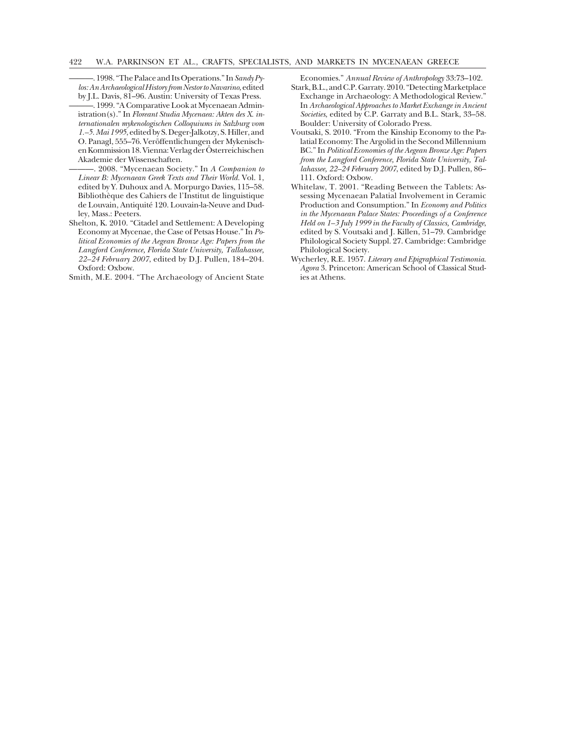———. 1998. "The Palace and Its Operations." In *Sandy Pylos: An Archaeological History from Nestor to Navarino*, edited by J.L. Davis, 81–96. Austin: University of Texas Press.

———. 1999. "A Comparative Look at Mycenaean Administration(s)." In *Floreant Studia Mycenaea: Akten des X. internationalen mykenologischen Colloquiums in Salzburg vom 1.–5. Mai 1995*, edited by S. Deger-Jalkotzy, S. Hiller, and O. Panagl, 555–76. Veröffentlichungen der Mykenischen Kommission 18. Vienna: Verlag der Österreichischen Akademie der Wissenschaften.

———. 2008. "Mycenaean Society." In *A Companion to Linear B: Mycenaean Greek Texts and Their World*. Vol. 1, edited by Y. Duhoux and A. Morpurgo Davies, 115–58. Bibliothèque des Cahiers de l'Institut de linguistique de Louvain, Antiquité 120. Louvain-la-Neuve and Dudley, Mass.: Peeters.

Shelton, K. 2010. "Citadel and Settlement: A Developing Economy at Mycenae, the Case of Petsas House." In *Political Economies of the Aegean Bronze Age: Papers from the Langford Conference, Florida State University, Tallahassee, 22–24 February 2007*, edited by D.J. Pullen, 184–204. Oxford: Oxbow.

Smith, M.E. 2004. "The Archaeology of Ancient State Economies." *Annual Review of Anthropology* 33:73–102.

Stark, B.L., and C.P. Garraty. 2010. "Detecting Marketplace Exchange in Archaeology: A Methodological Review." In *Archaeological Approaches to Market Exchange in Ancient Societies*, edited by C.P. Garraty and B.L. Stark, 33–58. Boulder: University of Colorado Press.

Voutsaki, S. 2010. "From the Kinship Economy to the Palatial Economy: The Argolid in the Second Millennium BC." In *Political Economies of the Aegean Bronze Age: Papers from the Langford Conference, Florida State University, Tallahassee, 22–24 February 2007*, edited by D.J. Pullen, 86–111. Oxford: Oxbow.

Whitelaw, T. 2001. "Reading Between the Tablets: Assessing Mycenaean Palatial Involvement in Ceramic Production and Consumption." In *Economy and Politics in the Mycenaean Palace States: Proceedings of a Conference Held on 1–3 July 1999 in the Faculty of Classics, Cambridge*, edited by S. Voutsaki and J. Killen, 51–79. Cambridge Philological Society Suppl. 27. Cambridge: Cambridge Philological Society.

Wycherley, R.E. 1957. *Literary and Epigraphical Testimonia*. *Agora* 3. Princeton: American School of Classical Studies at Athens.